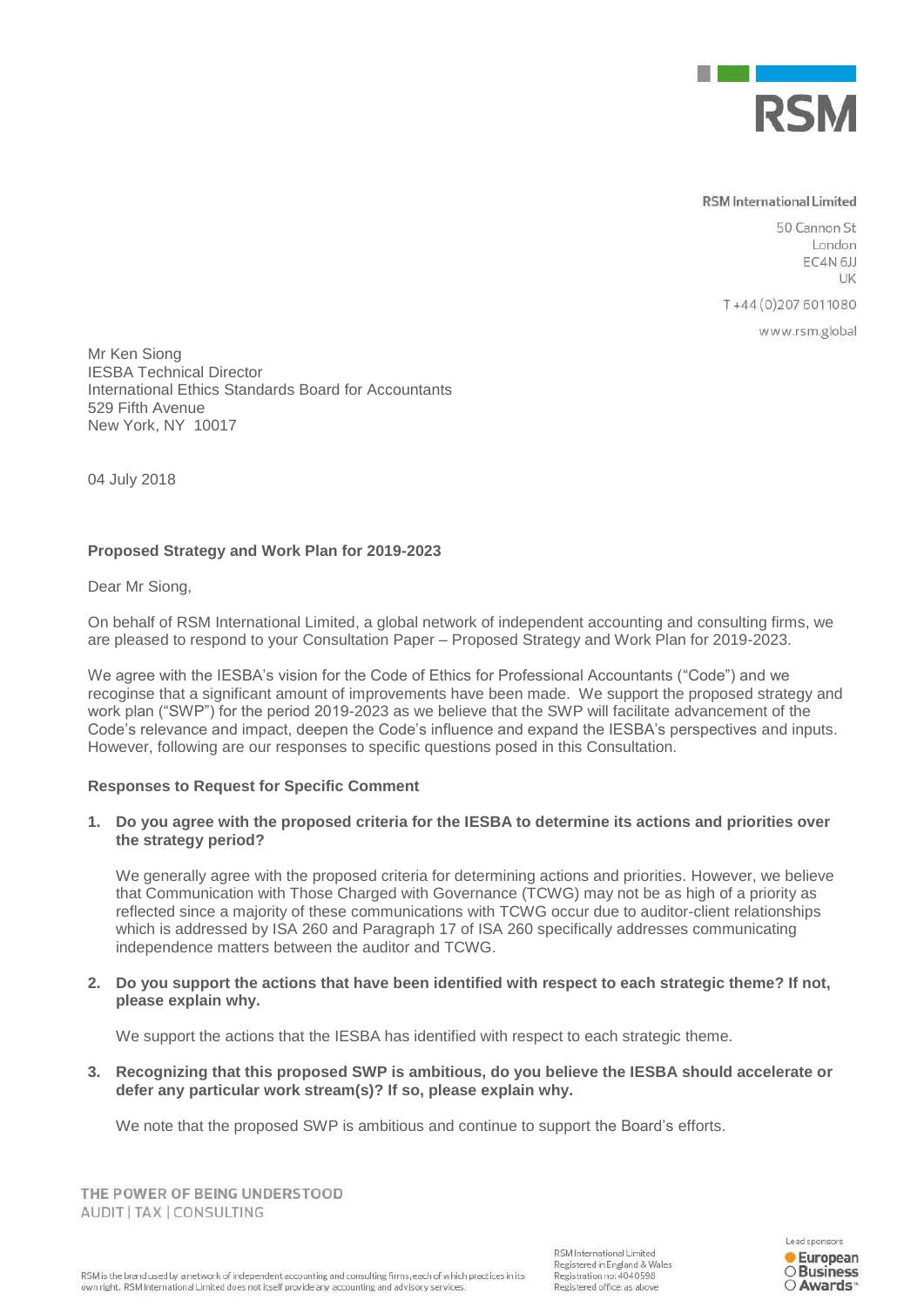**RSM International Limited**

50 Cannon St
London
EC4N 6JJ
UK

T +44 (0)207 6011080

www.rsm.global

Mr Ken Siong
IESBA Technical Director
International Ethics Standards Board for Accountants
529 Fifth Avenue
New York, NY 10017

04 July 2018

**Proposed Strategy and Work Plan for 2019-2023**

Dear Mr Siong,

On behalf of RSM International Limited, a global network of independent accounting and consulting firms, we are pleased to respond to your Consultation Paper – Proposed Strategy and Work Plan for 2019-2023.

We agree with the IESBA's vision for the Code of Ethics for Professional Accountants ("Code") and we recoginse that a significant amount of improvements have been made. We support the proposed strategy and work plan ("SWP") for the period 2019-2023 as we believe that the SWP will facilitate advancement of the Code's relevance and impact, deepen the Code's influence and expand the IESBA's perspectives and inputs. However, following are our responses to specific questions posed in this Consultation.

**Responses to Request for Specific Comment**

1. **Do you agree with the proposed criteria for the IESBA to determine its actions and priorities over the strategy period?**

   We generally agree with the proposed criteria for determining actions and priorities. However, we believe that Communication with Those Charged with Governance (TCWG) may not be as high of a priority as reflected since a majority of these communications with TCWG occur due to auditor-client relationships which is addressed by ISA 260 and Paragraph 17 of ISA 260 specifically addresses communicating independence matters between the auditor and TCWG.

2. **Do you support the actions that have been identified with respect to each strategic theme? If not, please explain why.**

   We support the actions that the IESBA has identified with respect to each strategic theme.

3. **Recognizing that this proposed SWP is ambitious, do you believe the IESBA should accelerate or defer any particular work stream(s)? If so, please explain why.**

   We note that the proposed SWP is ambitious and continue to support the Board's efforts.

THE POWER OF BEING UNDERSTOOD
AUDIT | TAX | CONSULTING

RSM is the brand used by a network of independent accounting and consulting firms, each of which practices in its own right. RSM International Limited does not itself provide any accounting and advisory services.

RSM International Limited
Registered in England & Wales
Registration no: 4040598
Registered office: as above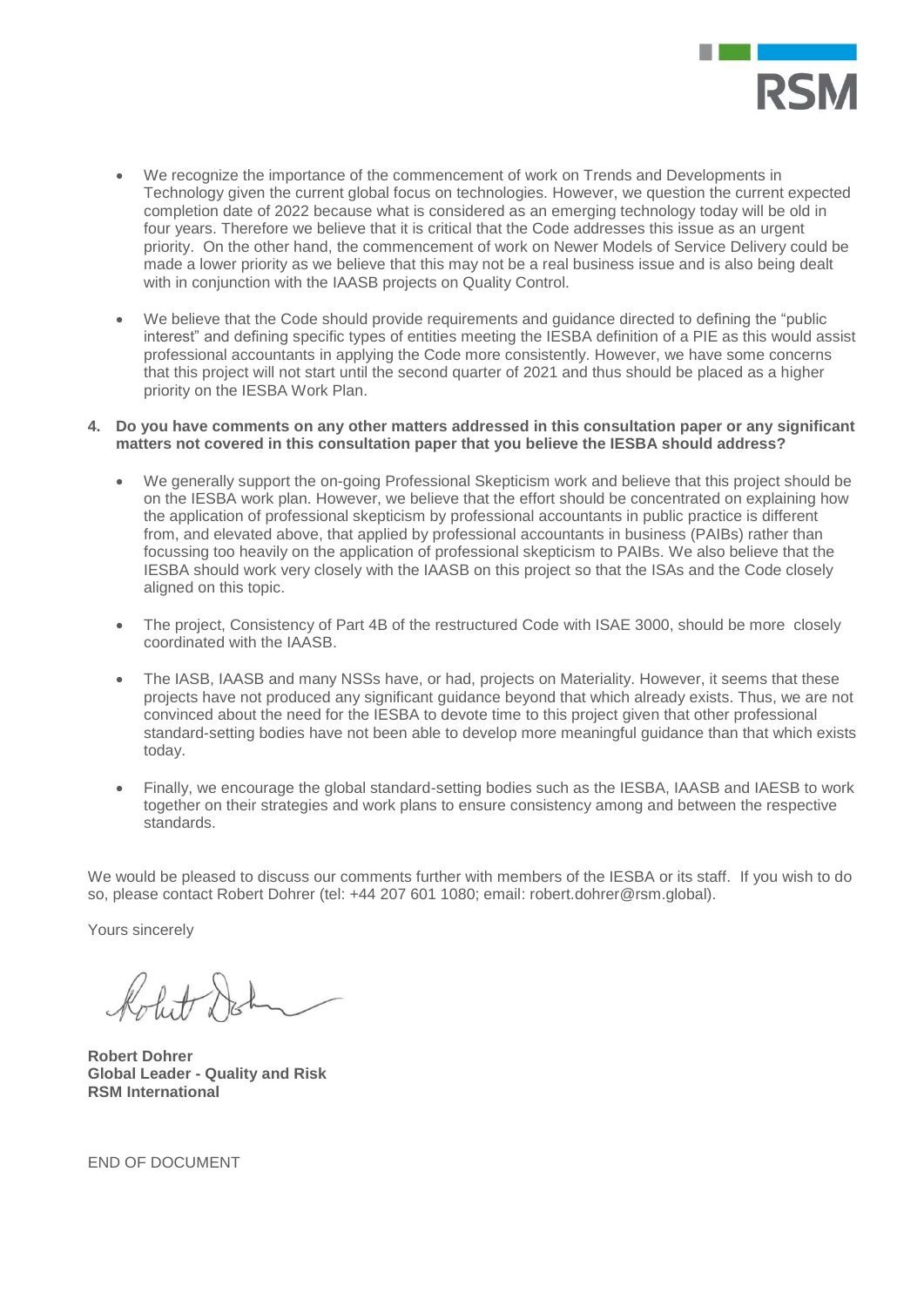- We recognize the importance of the commencement of work on Trends and Developments in Technology given the current global focus on technologies. However, we question the current expected completion date of 2022 because what is considered as an emerging technology today will be old in four years. Therefore we believe that it is critical that the Code addresses this issue as an urgent priority. On the other hand, the commencement of work on Newer Models of Service Delivery could be made a lower priority as we believe that this may not be a real business issue and is also being dealt with in conjunction with the IAASB projects on Quality Control.

- We believe that the Code should provide requirements and guidance directed to defining the "public interest" and defining specific types of entities meeting the IESBA definition of a PIE as this would assist professional accountants in applying the Code more consistently. However, we have some concerns that this project will not start until the second quarter of 2021 and thus should be placed as a higher priority on the IESBA Work Plan.

**4. Do you have comments on any other matters addressed in this consultation paper or any significant matters not covered in this consultation paper that you believe the IESBA should address?**

- We generally support the on-going Professional Skepticism work and believe that this project should be on the IESBA work plan. However, we believe that the effort should be concentrated on explaining how the application of professional skepticism by professional accountants in public practice is different from, and elevated above, that applied by professional accountants in business (PAIBs) rather than focussing too heavily on the application of professional skepticism to PAIBs. We also believe that the IESBA should work very closely with the IAASB on this project so that the ISAs and the Code closely aligned on this topic.

- The project, Consistency of Part 4B of the restructured Code with ISAE 3000, should be more closely coordinated with the IAASB.

- The IASB, IAASB and many NSSs have, or had, projects on Materiality. However, it seems that these projects have not produced any significant guidance beyond that which already exists. Thus, we are not convinced about the need for the IESBA to devote time to this project given that other professional standard-setting bodies have not been able to develop more meaningful guidance than that which exists today.

- Finally, we encourage the global standard-setting bodies such as the IESBA, IAASB and IAESB to work together on their strategies and work plans to ensure consistency among and between the respective standards.

We would be pleased to discuss our comments further with members of the IESBA or its staff. If you wish to do so, please contact Robert Dohrer (tel: +44 207 601 1080; email: robert.dohrer@rsm.global).

Yours sincerely

**Robert Dohrer**
**Global Leader - Quality and Risk**
**RSM International**

END OF DOCUMENT